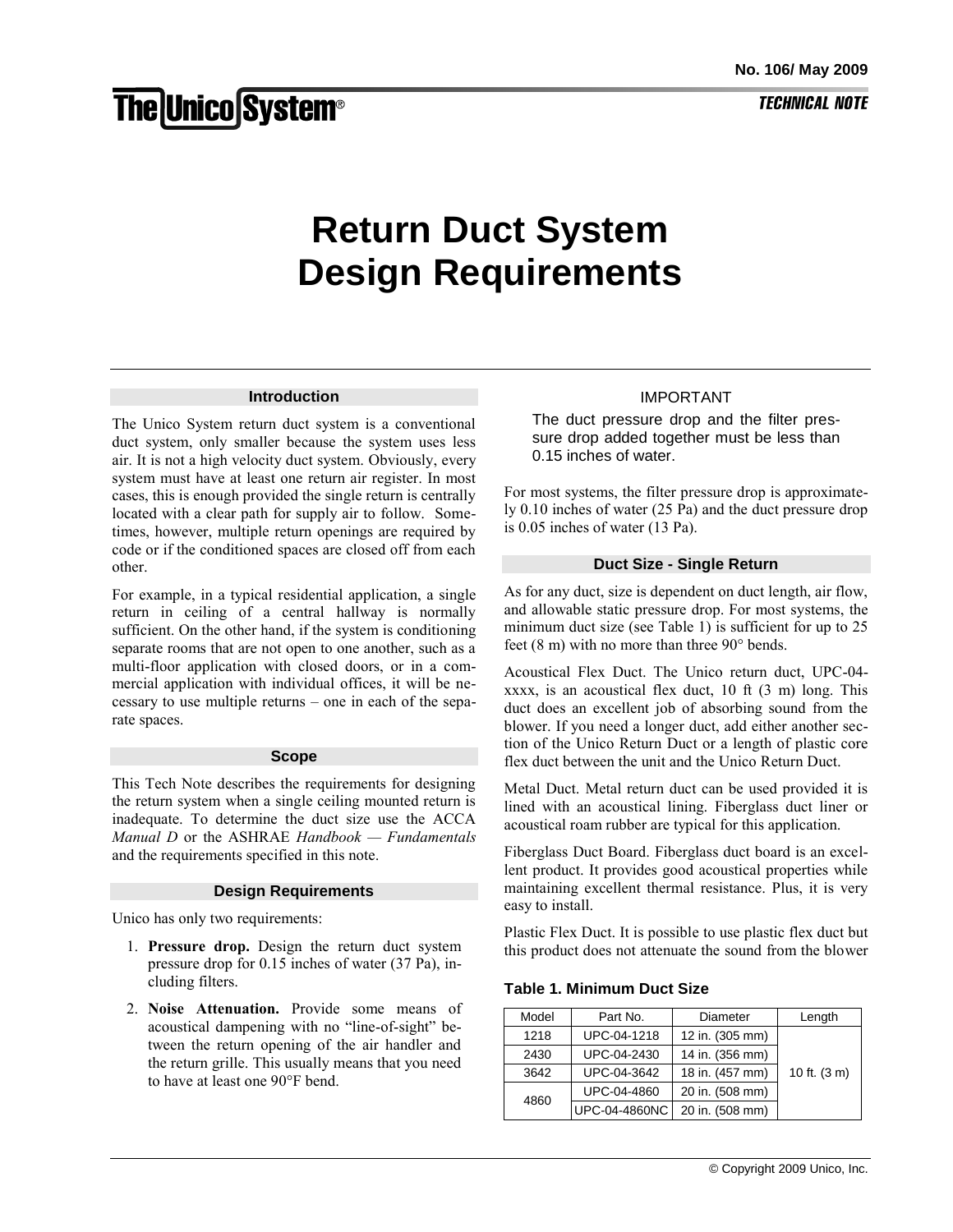The Unico System®

No. 106/ May 2009

TECHNICAL NOTE

# Return Duct System Design Requirements

## Introduction

The Unico System return duct system is a conventional duct system, only smaller because the system uses less air. It is not a high velocity duct system. Obviously, every system must have at least one return air register. In most cases, this is enough provided the single return is centrally located with a clear path for supply air to follow. Sometimes, however, multiple return openings are required by code or if the conditioned spaces are closed off from each other.

For example, in a typical residential application, a single return in ceiling of a central hallway is normally sufficient. On the other hand, if the system is conditioning separate rooms that are not open to one another, such as a multi-floor application with closed doors, or in a commercial application with individual offices, it will be necessary to use multiple returns – one in each of the separate spaces.

## Scope

This Tech Note describes the requirements for designing the return system when a single ceiling mounted return is inadequate. To determine the duct size use the ACCA *Manual D* or the ASHRAE *Handbook — Fundamentals* and the requirements specified in this note.

## Design Requirements

Unico has only two requirements:

1. **Pressure drop.** Design the return duct system pressure drop for 0.15 inches of water (37 Pa), including filters.
2. **Noise Attenuation.** Provide some means of acoustical dampening with no "line-of-sight" between the return opening of the air handler and the return grille. This usually means that you need to have at least one 90°F bend.

IMPORTANT

The duct pressure drop and the filter pressure drop added together must be less than 0.15 inches of water.

For most systems, the filter pressure drop is approximately 0.10 inches of water (25 Pa) and the duct pressure drop is 0.05 inches of water (13 Pa).

## Duct Size - Single Return

As for any duct, size is dependent on duct length, air flow, and allowable static pressure drop. For most systems, the minimum duct size (see Table 1) is sufficient for up to 25 feet (8 m) with no more than three 90° bends.

Acoustical Flex Duct. The Unico return duct, UPC-04-xxxx, is an acoustical flex duct, 10 ft (3 m) long. This duct does an excellent job of absorbing sound from the blower. If you need a longer duct, add either another section of the Unico Return Duct or a length of plastic core flex duct between the unit and the Unico Return Duct.

Metal Duct. Metal return duct can be used provided it is lined with an acoustical lining. Fiberglass duct liner or acoustical roam rubber are typical for this application.

Fiberglass Duct Board. Fiberglass duct board is an excellent product. It provides good acoustical properties while maintaining excellent thermal resistance. Plus, it is very easy to install.

Plastic Flex Duct. It is possible to use plastic flex duct but this product does not attenuate the sound from the blower

**Table 1. Minimum Duct Size**

| Model | Part No. | Diameter | Length |
|---|---|---|---|
| 1218 | UPC-04-1218 | 12 in. (305 mm) | 10 ft. (3 m) |
| 2430 | UPC-04-2430 | 14 in. (356 mm) | |
| 3642 | UPC-04-3642 | 18 in. (457 mm) | |
| 4860 | UPC-04-4860 | 20 in. (508 mm) | |
| | UPC-04-4860NC | 20 in. (508 mm) | |

© Copyright 2009 Unico, Inc.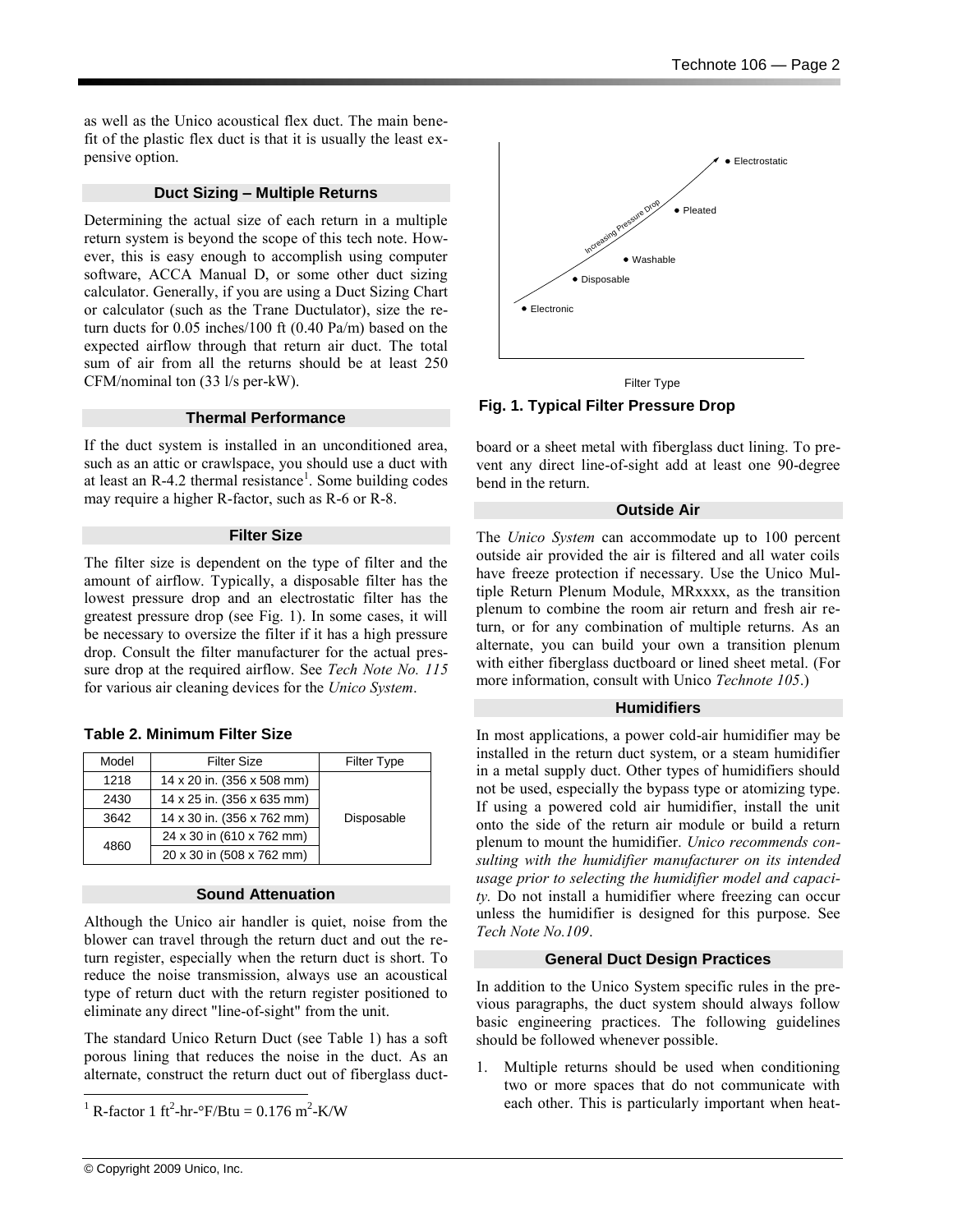as well as the Unico acoustical flex duct. The main benefit of the plastic flex duct is that it is usually the least expensive option.

## Duct Sizing – Multiple Returns

Determining the actual size of each return in a multiple return system is beyond the scope of this tech note. However, this is easy enough to accomplish using computer software, ACCA Manual D, or some other duct sizing calculator. Generally, if you are using a Duct Sizing Chart or calculator (such as the Trane Ductulator), size the return ducts for 0.05 inches/100 ft (0.40 Pa/m) based on the expected airflow through that return air duct. The total sum of air from all the returns should be at least 250 CFM/nominal ton (33 l/s per-kW).

## Thermal Performance

If the duct system is installed in an unconditioned area, such as an attic or crawlspace, you should use a duct with at least an R-4.2 thermal resistance[1]. Some building codes may require a higher R-factor, such as R-6 or R-8.

## Filter Size

The filter size is dependent on the type of filter and the amount of airflow. Typically, a disposable filter has the lowest pressure drop and an electrostatic filter has the greatest pressure drop (see Fig. 1). In some cases, it will be necessary to oversize the filter if it has a high pressure drop. Consult the filter manufacturer for the actual pressure drop at the required airflow. See *Tech Note No. 115* for various air cleaning devices for the *Unico System*.

**Table 2. Minimum Filter Size**

| Model | Filter Size | Filter Type |
|---|---|---|
| 1218 | 14 x 20 in. (356 x 508 mm) | Disposable |
| 2430 | 14 x 25 in. (356 x 635 mm) | |
| 3642 | 14 x 30 in. (356 x 762 mm) | |
| 4860 | 24 x 30 in (610 x 762 mm) | |
| | 20 x 30 in (508 x 762 mm) | |

## Sound Attenuation

Although the Unico air handler is quiet, noise from the blower can travel through the return duct and out the return register, especially when the return duct is short. To reduce the noise transmission, always use an acoustical type of return duct with the return register positioned to eliminate any direct "line-of-sight" from the unit.

The standard Unico Return Duct (see Table 1) has a soft porous lining that reduces the noise in the duct. As an alternate, construct the return duct out of fiberglass ductboard or a sheet metal with fiberglass duct lining. To prevent any direct line-of-sight add at least one 90-degree bend in the return.

[1] R-factor 1 $ft^2$-hr-°F/Btu = 0.176 $m^2$-K/W

Increasing Pressure Drop

● Electronic ● Disposable ● Washable ● Pleated ● Electrostatic

Filter Type

**Fig. 1. Typical Filter Pressure Drop**

## Outside Air

The *Unico System* can accommodate up to 100 percent outside air provided the air is filtered and all water coils have freeze protection if necessary. Use the Unico Multiple Return Plenum Module, MRxxxx, as the transition plenum to combine the room air return and fresh air return, or for any combination of multiple returns. As an alternate, you can build your own a transition plenum with either fiberglass ductboard or lined sheet metal. (For more information, consult with Unico *Technote 105*.)

## Humidifiers

In most applications, a power cold-air humidifier may be installed in the return duct system, or a steam humidifier in a metal supply duct. Other types of humidifiers should not be used, especially the bypass type or atomizing type. If using a powered cold air humidifier, install the unit onto the side of the return air module or build a return plenum to mount the humidifier. *Unico recommends consulting with the humidifier manufacturer on its intended usage prior to selecting the humidifier model and capacity.* Do not install a humidifier where freezing can occur unless the humidifier is designed for this purpose. See *Tech Note No.109*.

## General Duct Design Practices

In addition to the Unico System specific rules in the previous paragraphs, the duct system should always follow basic engineering practices. The following guidelines should be followed whenever possible.

1. Multiple returns should be used when conditioning two or more spaces that do not communicate with each other. This is particularly important when heat-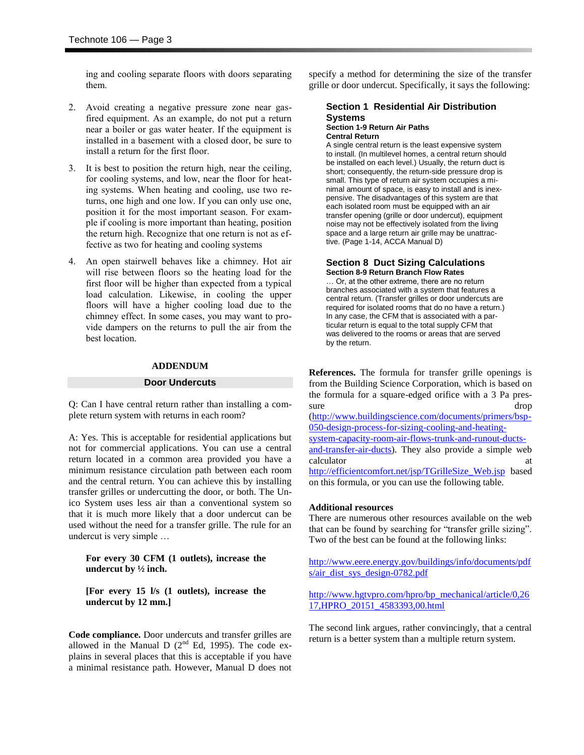ing and cooling separate floors with doors separating them.

2. Avoid creating a negative pressure zone near gas-fired equipment. As an example, do not put a return near a boiler or gas water heater. If the equipment is installed in a basement with a closed door, be sure to install a return for the first floor.

3. It is best to position the return high, near the ceiling, for cooling systems, and low, near the floor for heating systems. When heating and cooling, use two returns, one high and one low. If you can only use one, position it for the most important season. For example if cooling is more important than heating, position the return high. Recognize that one return is not as effective as two for heating and cooling systems

4. An open stairwell behaves like a chimney. Hot air will rise between floors so the heating load for the first floor will be higher than expected from a typical load calculation. Likewise, in cooling the upper floors will have a higher cooling load due to the chimney effect. In some cases, you may want to provide dampers on the returns to pull the air from the best location.

## ADDENDUM

### Door Undercuts

Q: Can I have central return rather than installing a complete return system with returns in each room?

A: Yes. This is acceptable for residential applications but not for commercial applications. You can use a central return located in a common area provided you have a minimum resistance circulation path between each room and the central return. You can achieve this by installing transfer grilles or undercutting the door, or both. The Unico System uses less air than a conventional system so that it is much more likely that a door undercut can be used without the need for a transfer grille. The rule for an undercut is very simple …

**For every 30 CFM (1 outlets), increase the undercut by ½ inch.**

**[For every 15 l/s (1 outlets), increase the undercut by 12 mm.]**

**Code compliance.** Door undercuts and transfer grilles are allowed in the Manual D (2nd Ed, 1995). The code explains in several places that this is acceptable if you have a minimal resistance path. However, Manual D does not specify a method for determining the size of the transfer grille or door undercut. Specifically, it says the following:

> **Section 1 Residential Air Distribution Systems**
> **Section 1-9 Return Air Paths**
> **Central Return**
> A single central return is the least expensive system to install. (In multilevel homes, a central return should be installed on each level.) Usually, the return duct is short; consequently, the return-side pressure drop is small. This type of return air system occupies a minimal amount of space, is easy to install and is inexpensive. The disadvantages of this system are that each isolated room must be equipped with an air transfer opening (grille or door undercut), equipment noise may not be effectively isolated from the living space and a large return air grille may be unattractive. (Page 1-14, ACCA Manual D)
>
> **Section 8 Duct Sizing Calculations**
> **Section 8-9 Return Branch Flow Rates**
> … Or, at the other extreme, there are no return branches associated with a system that features a central return. (Transfer grilles or door undercuts are required for isolated rooms that do no have a return.) In any case, the CFM that is associated with a particular return is equal to the total supply CFM that was delivered to the rooms or areas that are served by the return.

**References.** The formula for transfer grille openings is from the Building Science Corporation, which is based on the formula for a square-edged orifice with a 3 Pa pressure drop (http://www.buildingscience.com/documents/primers/bsp-050-design-process-for-sizing-cooling-and-heating-system-capacity-room-air-flows-trunk-and-runout-ducts-and-transfer-air-ducts). They also provide a simple web calculator at http://efficientcomfort.net/jsp/TGrilleSize_Web.jsp based on this formula, or you can use the following table.

**Additional resources**

There are numerous other resources available on the web that can be found by searching for "transfer grille sizing". Two of the best can be found at the following links:

http://www.eere.energy.gov/buildings/info/documents/pdfs/air_dist_sys_design-0782.pdf

http://www.hgtvpro.com/hpro/bp_mechanical/article/0,2617,HPRO_20151_4583393,00.html

The second link argues, rather convincingly, that a central return is a better system than a multiple return system.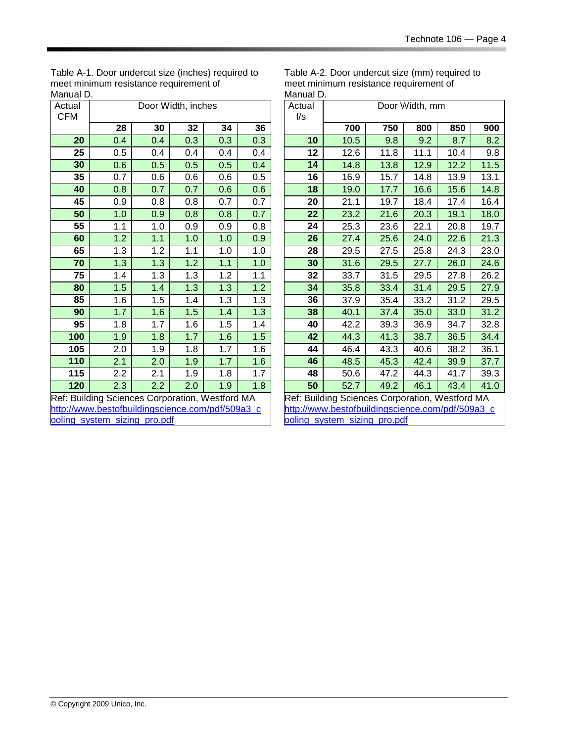Table A-1. Door undercut size (inches) required to meet minimum resistance requirement of Manual D.

| Actual CFM | Door Width, inches | | | | |
|---|---|---|---|---|---|
| | **28** | **30** | **32** | **34** | **36** |
| **20** | 0.4 | 0.4 | 0.3 | 0.3 | 0.3 |
| **25** | 0.5 | 0.4 | 0.4 | 0.4 | 0.4 |
| **30** | 0.6 | 0.5 | 0.5 | 0.5 | 0.4 |
| **35** | 0.7 | 0.6 | 0.6 | 0.6 | 0.5 |
| **40** | 0.8 | 0.7 | 0.7 | 0.6 | 0.6 |
| **45** | 0.9 | 0.8 | 0.8 | 0.7 | 0.7 |
| **50** | 1.0 | 0.9 | 0.8 | 0.8 | 0.7 |
| **55** | 1.1 | 1.0 | 0.9 | 0.9 | 0.8 |
| **60** | 1.2 | 1.1 | 1.0 | 1.0 | 0.9 |
| **65** | 1.3 | 1.2 | 1.1 | 1.0 | 1.0 |
| **70** | 1.3 | 1.3 | 1.2 | 1.1 | 1.0 |
| **75** | 1.4 | 1.3 | 1.3 | 1.2 | 1.1 |
| **80** | 1.5 | 1.4 | 1.3 | 1.3 | 1.2 |
| **85** | 1.6 | 1.5 | 1.4 | 1.3 | 1.3 |
| **90** | 1.7 | 1.6 | 1.5 | 1.4 | 1.3 |
| **95** | 1.8 | 1.7 | 1.6 | 1.5 | 1.4 |
| **100** | 1.9 | 1.8 | 1.7 | 1.6 | 1.5 |
| **105** | 2.0 | 1.9 | 1.8 | 1.7 | 1.6 |
| **110** | 2.1 | 2.0 | 1.9 | 1.7 | 1.6 |
| **115** | 2.2 | 2.1 | 1.9 | 1.8 | 1.7 |
| **120** | 2.3 | 2.2 | 2.0 | 1.9 | 1.8 |

Ref: Building Sciences Corporation, Westford MA
http://www.bestofbuildingscience.com/pdf/509a3_cooling_system_sizing_pro.pdf

Table A-2. Door undercut size (mm) required to meet minimum resistance requirement of Manual D.

| Actual l/s | Door Width, mm | | | | |
|---|---|---|---|---|---|
| | **700** | **750** | **800** | **850** | **900** |
| **10** | 10.5 | 9.8 | 9.2 | 8.7 | 8.2 |
| **12** | 12.6 | 11.8 | 11.1 | 10.4 | 9.8 |
| **14** | 14.8 | 13.8 | 12.9 | 12.2 | 11.5 |
| **16** | 16.9 | 15.7 | 14.8 | 13.9 | 13.1 |
| **18** | 19.0 | 17.7 | 16.6 | 15.6 | 14.8 |
| **20** | 21.1 | 19.7 | 18.4 | 17.4 | 16.4 |
| **22** | 23.2 | 21.6 | 20.3 | 19.1 | 18.0 |
| **24** | 25.3 | 23.6 | 22.1 | 20.8 | 19.7 |
| **26** | 27.4 | 25.6 | 24.0 | 22.6 | 21.3 |
| **28** | 29.5 | 27.5 | 25.8 | 24.3 | 23.0 |
| **30** | 31.6 | 29.5 | 27.7 | 26.0 | 24.6 |
| **32** | 33.7 | 31.5 | 29.5 | 27.8 | 26.2 |
| **34** | 35.8 | 33.4 | 31.4 | 29.5 | 27.9 |
| **36** | 37.9 | 35.4 | 33.2 | 31.2 | 29.5 |
| **38** | 40.1 | 37.4 | 35.0 | 33.0 | 31.2 |
| **40** | 42.2 | 39.3 | 36.9 | 34.7 | 32.8 |
| **42** | 44.3 | 41.3 | 38.7 | 36.5 | 34.4 |
| **44** | 46.4 | 43.3 | 40.6 | 38.2 | 36.1 |
| **46** | 48.5 | 45.3 | 42.4 | 39.9 | 37.7 |
| **48** | 50.6 | 47.2 | 44.3 | 41.7 | 39.3 |
| **50** | 52.7 | 49.2 | 46.1 | 43.4 | 41.0 |

Ref: Building Sciences Corporation, Westford MA
http://www.bestofbuildingscience.com/pdf/509a3_cooling_system_sizing_pro.pdf

© Copyright 2009 Unico, Inc.